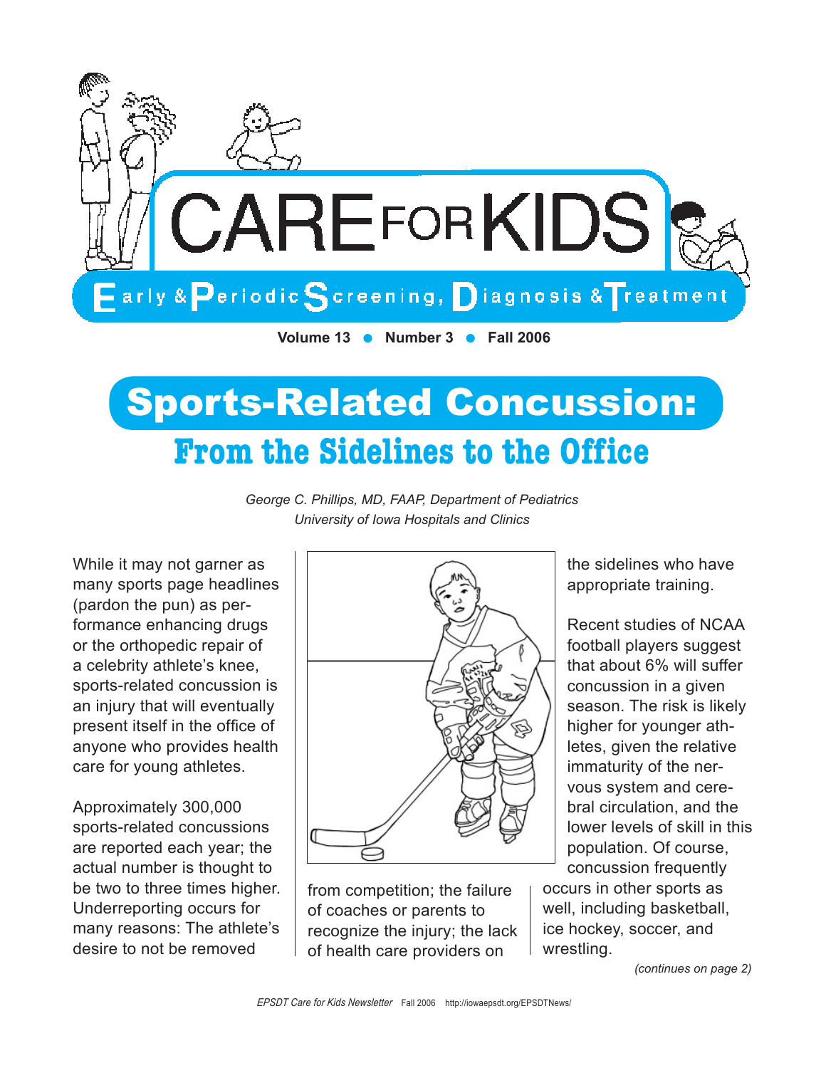# CARE FOR KIDS

**Early & Periodic Screening, Diagnosis & Treatment**

**Volume 13 • Number 3 • Fall 2006**

# Sports-Related Concussion:

## From the Sidelines to the Office

*George C. Phillips, MD, FAAP, Department of Pediatrics*
*University of Iowa Hospitals and Clinics*

While it may not garner as many sports page headlines (pardon the pun) as performance enhancing drugs or the orthopedic repair of a celebrity athlete's knee, sports-related concussion is an injury that will eventually present itself in the office of anyone who provides health care for young athletes.

Approximately 300,000 sports-related concussions are reported each year; the actual number is thought to be two to three times higher. Underreporting occurs for many reasons: The athlete's desire to not be removed from competition; the failure of coaches or parents to recognize the injury; the lack of health care providers on the sidelines who have appropriate training.

Recent studies of NCAA football players suggest that about 6% will suffer concussion in a given season. The risk is likely higher for younger athletes, given the relative immaturity of the nervous system and cerebral circulation, and the lower levels of skill in this population. Of course, concussion frequently occurs in other sports as well, including basketball, ice hockey, soccer, and wrestling.

*(continues on page 2)*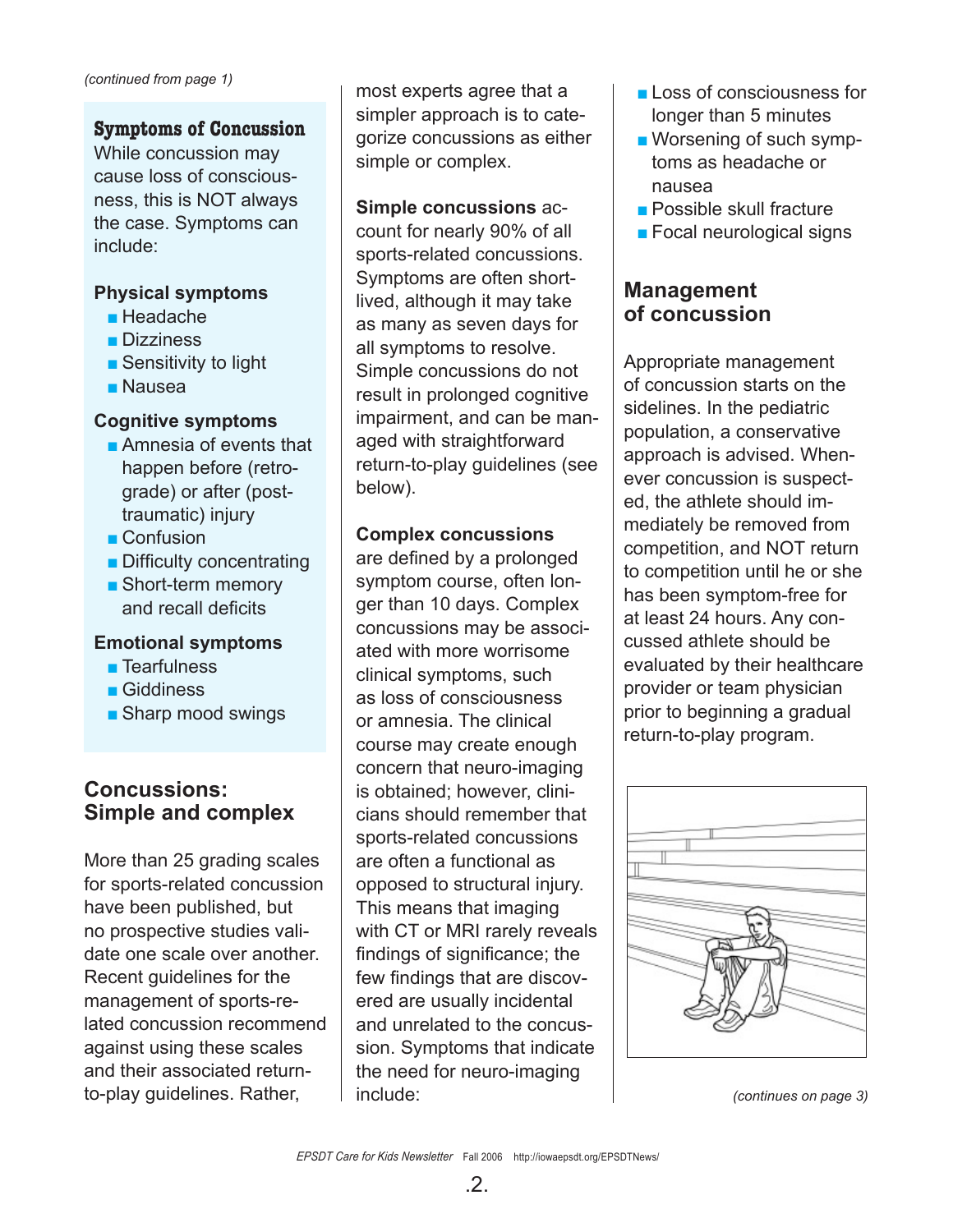*(continued from page 1)*

## Symptoms of Concussion

While concussion may cause loss of consciousness, this is NOT always the case. Symptoms can include:

### Physical symptoms

- Headache
- Dizziness
- Sensitivity to light
- Nausea

### Cognitive symptoms

- Amnesia of events that happen before (retrograde) or after (post-traumatic) injury
- Confusion
- Difficulty concentrating
- Short-term memory and recall deficits

### Emotional symptoms

- Tearfulness
- Giddiness
- Sharp mood swings

## Concussions: Simple and complex

More than 25 grading scales for sports-related concussion have been published, but no prospective studies validate one scale over another. Recent guidelines for the management of sports-related concussion recommend against using these scales and their associated return-to-play guidelines. Rather, most experts agree that a simpler approach is to categorize concussions as either simple or complex.

**Simple concussions** account for nearly 90% of all sports-related concussions. Symptoms are often short-lived, although it may take as many as seven days for all symptoms to resolve. Simple concussions do not result in prolonged cognitive impairment, and can be managed with straightforward return-to-play guidelines (see below).

**Complex concussions** are defined by a prolonged symptom course, often longer than 10 days. Complex concussions may be associated with more worrisome clinical symptoms, such as loss of consciousness or amnesia. The clinical course may create enough concern that neuro-imaging is obtained; however, clinicians should remember that sports-related concussions are often a functional as opposed to structural injury. This means that imaging with CT or MRI rarely reveals findings of significance; the few findings that are discovered are usually incidental and unrelated to the concussion. Symptoms that indicate the need for neuro-imaging include:

- Loss of consciousness for longer than 5 minutes
- Worsening of such symptoms as headache or nausea
- Possible skull fracture
- Focal neurological signs

## Management of concussion

Appropriate management of concussion starts on the sidelines. In the pediatric population, a conservative approach is advised. Whenever concussion is suspected, the athlete should immediately be removed from competition, and NOT return to competition until he or she has been symptom-free for at least 24 hours. Any concussed athlete should be evaluated by their healthcare provider or team physician prior to beginning a gradual return-to-play program.

*(continues on page 3)*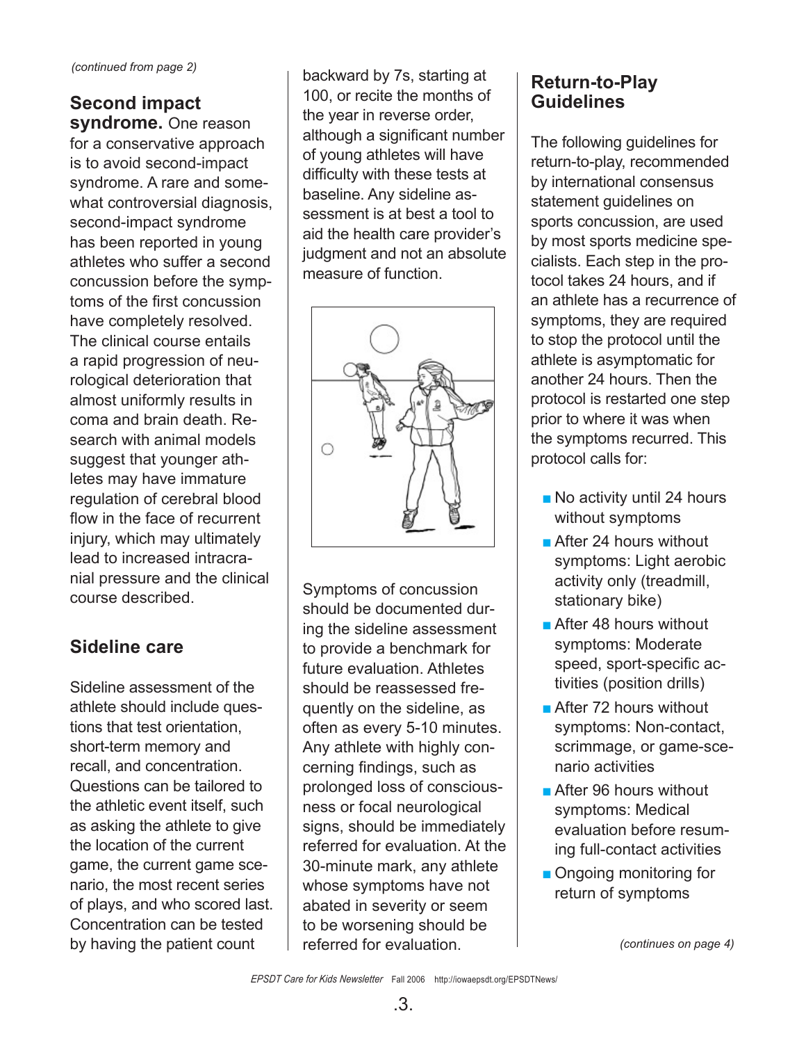*(continued from page 2)*

**Second impact syndrome.** One reason for a conservative approach is to avoid second-impact syndrome. A rare and somewhat controversial diagnosis, second-impact syndrome has been reported in young athletes who suffer a second concussion before the symptoms of the first concussion have completely resolved. The clinical course entails a rapid progression of neurological deterioration that almost uniformly results in coma and brain death. Research with animal models suggest that younger athletes may have immature regulation of cerebral blood flow in the face of recurrent injury, which may ultimately lead to increased intracranial pressure and the clinical course described.

## Sideline care

Sideline assessment of the athlete should include questions that test orientation, short-term memory and recall, and concentration. Questions can be tailored to the athletic event itself, such as asking the athlete to give the location of the current game, the current game scenario, the most recent series of plays, and who scored last. Concentration can be tested by having the patient count backward by 7s, starting at 100, or recite the months of the year in reverse order, although a significant number of young athletes will have difficulty with these tests at baseline. Any sideline assessment is at best a tool to aid the health care provider's judgment and not an absolute measure of function.

Symptoms of concussion should be documented during the sideline assessment to provide a benchmark for future evaluation. Athletes should be reassessed frequently on the sideline, as often as every 5-10 minutes. Any athlete with highly concerning findings, such as prolonged loss of consciousness or focal neurological signs, should be immediately referred for evaluation. At the 30-minute mark, any athlete whose symptoms have not abated in severity or seem to be worsening should be referred for evaluation.

## Return-to-Play Guidelines

The following guidelines for return-to-play, recommended by international consensus statement guidelines on sports concussion, are used by most sports medicine specialists. Each step in the protocol takes 24 hours, and if an athlete has a recurrence of symptoms, they are required to stop the protocol until the athlete is asymptomatic for another 24 hours. Then the protocol is restarted one step prior to where it was when the symptoms recurred. This protocol calls for:

- No activity until 24 hours without symptoms
- After 24 hours without symptoms: Light aerobic activity only (treadmill, stationary bike)
- After 48 hours without symptoms: Moderate speed, sport-specific activities (position drills)
- After 72 hours without symptoms: Non-contact, scrimmage, or game-scenario activities
- After 96 hours without symptoms: Medical evaluation before resuming full-contact activities
- Ongoing monitoring for return of symptoms

*(continues on page 4)*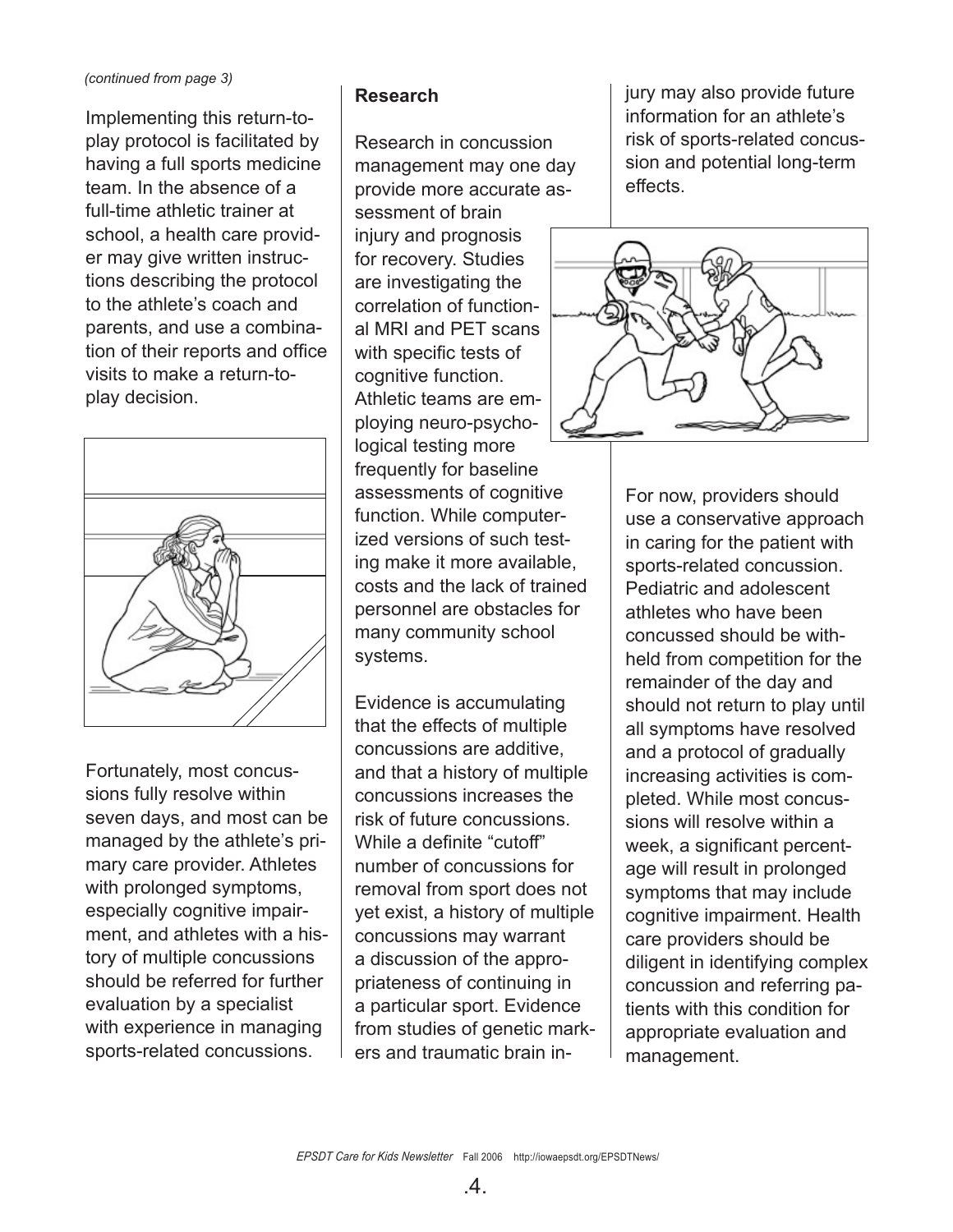*(continued from page 3)*

Implementing this return-to-play protocol is facilitated by having a full sports medicine team. In the absence of a full-time athletic trainer at school, a health care provider may give written instructions describing the protocol to the athlete's coach and parents, and use a combination of their reports and office visits to make a return-to-play decision.

Fortunately, most concussions fully resolve within seven days, and most can be managed by the athlete's primary care provider. Athletes with prolonged symptoms, especially cognitive impairment, and athletes with a history of multiple concussions should be referred for further evaluation by a specialist with experience in managing sports-related concussions.

**Research**

Research in concussion management may one day provide more accurate assessment of brain injury and prognosis for recovery. Studies are investigating the correlation of functional MRI and PET scans with specific tests of cognitive function. Athletic teams are employing neuro-psychological testing more frequently for baseline assessments of cognitive function. While computerized versions of such testing make it more available, costs and the lack of trained personnel are obstacles for many community school systems.

Evidence is accumulating that the effects of multiple concussions are additive, and that a history of multiple concussions increases the risk of future concussions. While a definite "cutoff" number of concussions for removal from sport does not yet exist, a history of multiple concussions may warrant a discussion of the appropriateness of continuing in a particular sport. Evidence from studies of genetic markers and traumatic brain injury may also provide future information for an athlete's risk of sports-related concussion and potential long-term effects.

For now, providers should use a conservative approach in caring for the patient with sports-related concussion. Pediatric and adolescent athletes who have been concussed should be withheld from competition for the remainder of the day and should not return to play until all symptoms have resolved and a protocol of gradually increasing activities is completed. While most concussions will resolve within a week, a significant percentage will result in prolonged symptoms that may include cognitive impairment. Health care providers should be diligent in identifying complex concussion and referring patients with this condition for appropriate evaluation and management.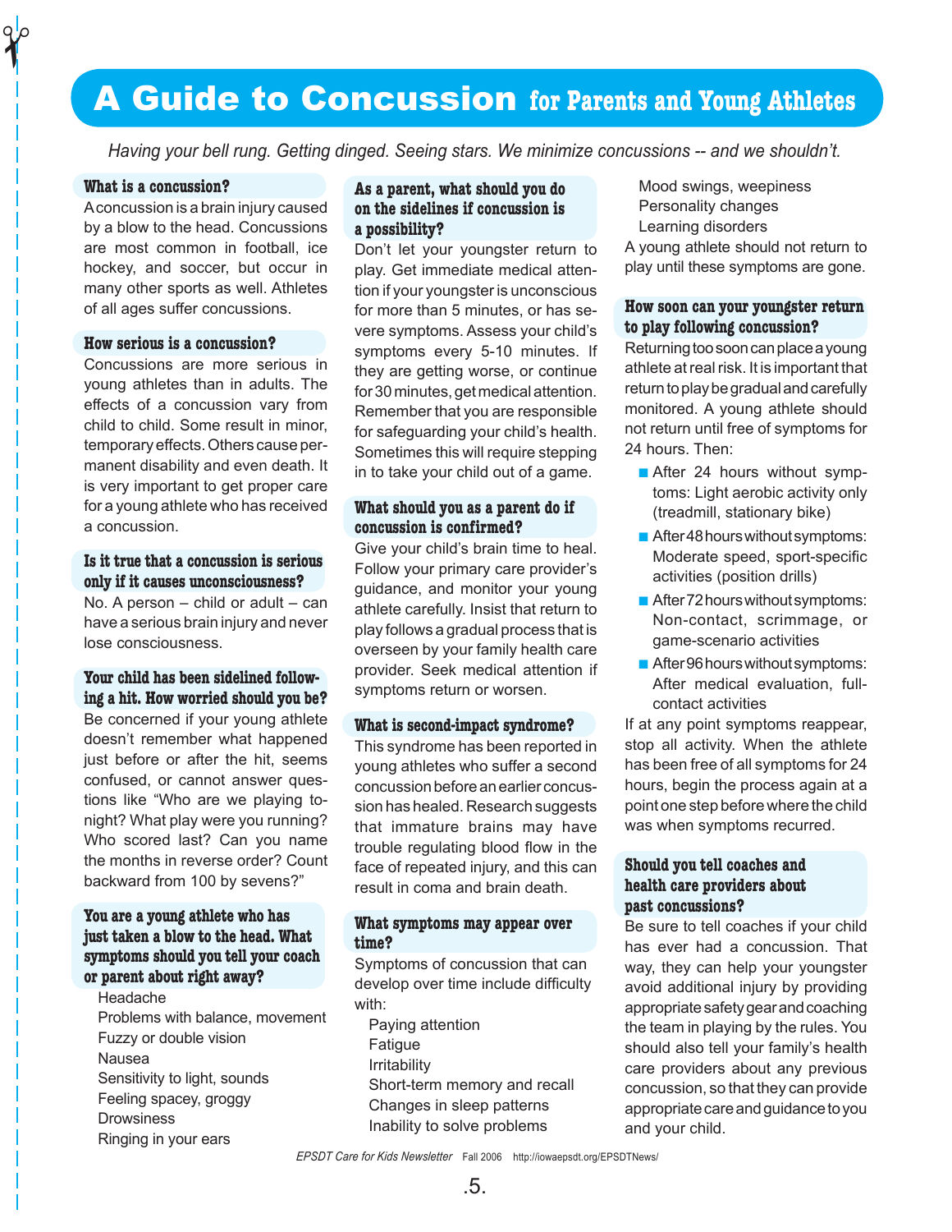# A Guide to Concussion for Parents and Young Athletes

*Having your bell rung. Getting dinged. Seeing stars. We minimize concussions -- and we shouldn't.*

### What is a concussion?

A concussion is a brain injury caused by a blow to the head. Concussions are most common in football, ice hockey, and soccer, but occur in many other sports as well. Athletes of all ages suffer concussions.

### How serious is a concussion?

Concussions are more serious in young athletes than in adults. The effects of a concussion vary from child to child. Some result in minor, temporary effects. Others cause permanent disability and even death. It is very important to get proper care for a young athlete who has received a concussion.

### Is it true that a concussion is serious only if it causes unconsciousness?

No. A person – child or adult – can have a serious brain injury and never lose consciousness.

### Your child has been sidelined following a hit. How worried should you be?

Be concerned if your young athlete doesn't remember what happened just before or after the hit, seems confused, or cannot answer questions like "Who are we playing tonight? What play were you running? Who scored last? Can you name the months in reverse order? Count backward from 100 by sevens?"

### You are a young athlete who has just taken a blow to the head. What symptoms should you tell your coach or parent about right away?

- Headache
- Problems with balance, movement
- Fuzzy or double vision
- Nausea
- Sensitivity to light, sounds
- Feeling spacey, groggy
- Drowsiness
- Ringing in your ears

### As a parent, what should you do on the sidelines if concussion is a possibility?

Don't let your youngster return to play. Get immediate medical attention if your youngster is unconscious for more than 5 minutes, or has severe symptoms. Assess your child's symptoms every 5-10 minutes. If they are getting worse, or continue for 30 minutes, get medical attention. Remember that you are responsible for safeguarding your child's health. Sometimes this will require stepping in to take your child out of a game.

### What should you as a parent do if concussion is confirmed?

Give your child's brain time to heal. Follow your primary care provider's guidance, and monitor your young athlete carefully. Insist that return to play follows a gradual process that is overseen by your family health care provider. Seek medical attention if symptoms return or worsen.

### What is second-impact syndrome?

This syndrome has been reported in young athletes who suffer a second concussion before an earlier concussion has healed. Research suggests that immature brains may have trouble regulating blood flow in the face of repeated injury, and this can result in coma and brain death.

### What symptoms may appear over time?

Symptoms of concussion that can develop over time include difficulty with:

- Paying attention
- Fatigue
- Irritability
- Short-term memory and recall
- Changes in sleep patterns
- Inability to solve problems
- Mood swings, weepiness
- Personality changes
- Learning disorders

A young athlete should not return to play until these symptoms are gone.

### How soon can your youngster return to play following concussion?

Returning too soon can place a young athlete at real risk. It is important that return to play be gradual and carefully monitored. A young athlete should not return until free of symptoms for 24 hours. Then:

- After 24 hours without symptoms: Light aerobic activity only (treadmill, stationary bike)
- After 48 hours without symptoms: Moderate speed, sport-specific activities (position drills)
- After 72 hours without symptoms: Non-contact, scrimmage, or game-scenario activities
- After 96 hours without symptoms: After medical evaluation, full-contact activities

If at any point symptoms reappear, stop all activity. When the athlete has been free of all symptoms for 24 hours, begin the process again at a point one step before where the child was when symptoms recurred.

### Should you tell coaches and health care providers about past concussions?

Be sure to tell coaches if your child has ever had a concussion. That way, they can help your youngster avoid additional injury by providing appropriate safety gear and coaching the team in playing by the rules. You should also tell your family's health care providers about any previous concussion, so that they can provide appropriate care and guidance to you and your child.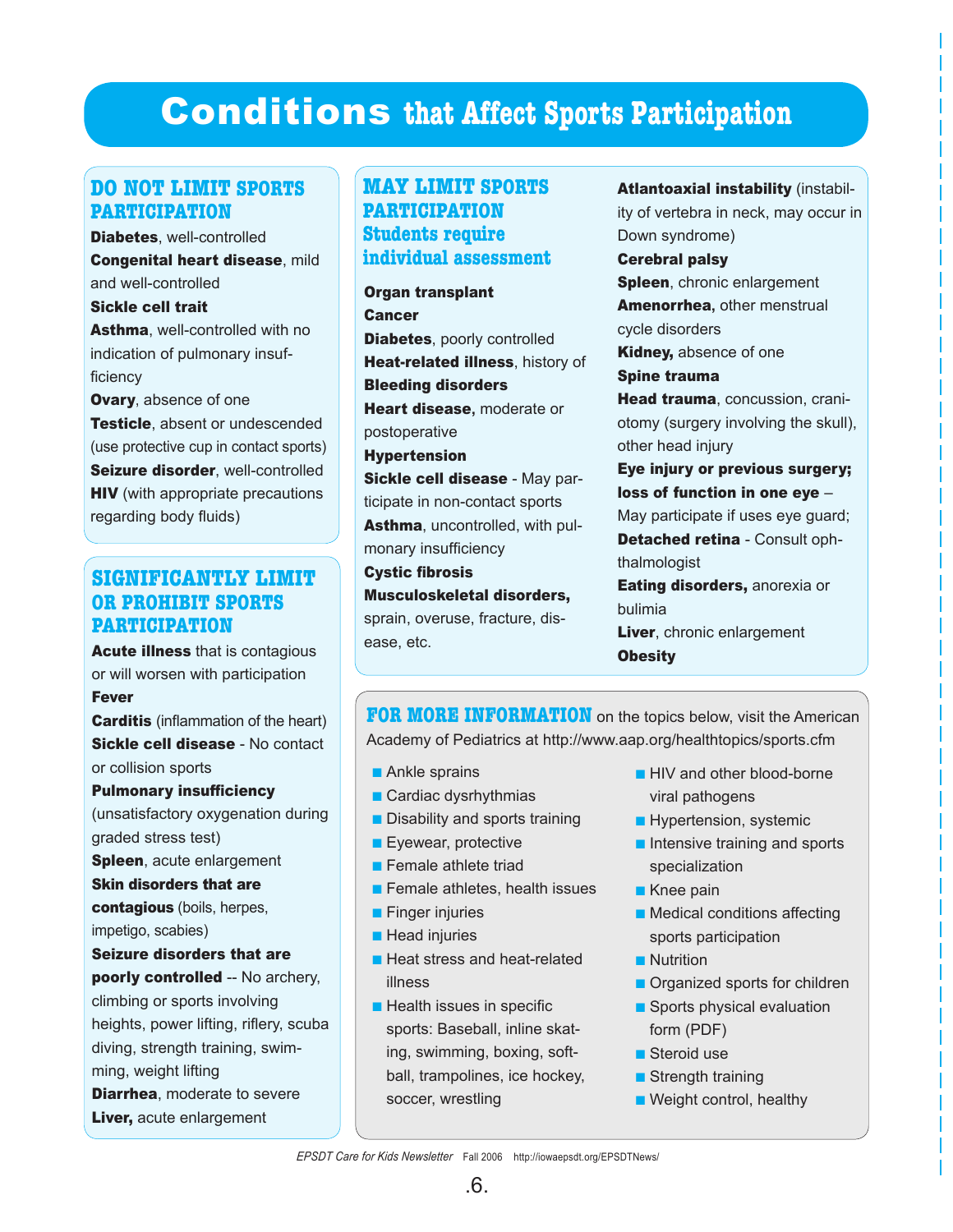# Conditions that Affect Sports Participation

## DO NOT LIMIT SPORTS PARTICIPATION

**Diabetes**, well-controlled
**Congenital heart disease**, mild and well-controlled
**Sickle cell trait**
**Asthma**, well-controlled with no indication of pulmonary insufficiency
**Ovary**, absence of one
**Testicle**, absent or undescended (use protective cup in contact sports)
**Seizure disorder**, well-controlled
**HIV** (with appropriate precautions regarding body fluids)

## SIGNIFICANTLY LIMIT OR PROHIBIT SPORTS PARTICIPATION

**Acute illness** that is contagious or will worsen with participation
**Fever**
**Carditis** (inflammation of the heart)
**Sickle cell disease** - No contact or collision sports
**Pulmonary insufficiency** (unsatisfactory oxygenation during graded stress test)
**Spleen**, acute enlargement
**Skin disorders that are contagious** (boils, herpes, impetigo, scabies)
**Seizure disorders that are poorly controlled** -- No archery, climbing or sports involving heights, power lifting, riflery, scuba diving, strength training, swimming, weight lifting
**Diarrhea**, moderate to severe
**Liver,** acute enlargement

## MAY LIMIT SPORTS PARTICIPATION Students require individual assessment

**Organ transplant**
**Cancer**
**Diabetes**, poorly controlled
**Heat-related illness**, history of
**Bleeding disorders**
**Heart disease,** moderate or postoperative
**Hypertension**
**Sickle cell disease** - May participate in non-contact sports
**Asthma**, uncontrolled, with pulmonary insufficiency
**Cystic fibrosis**
**Musculoskeletal disorders,** sprain, overuse, fracture, disease, etc.
**Atlantoaxial instability** (instability of vertebra in neck, may occur in Down syndrome)
**Cerebral palsy**
**Spleen**, chronic enlargement
**Amenorrhea,** other menstrual cycle disorders
**Kidney,** absence of one
**Spine trauma**
**Head trauma**, concussion, craniotomy (surgery involving the skull), other head injury
**Eye injury or previous surgery; loss of function in one eye** – May participate if uses eye guard;
**Detached retina** - Consult ophthalmologist
**Eating disorders,** anorexia or bulimia
**Liver**, chronic enlargement
**Obesity**

**FOR MORE INFORMATION** on the topics below, visit the American Academy of Pediatrics at http://www.aap.org/healthtopics/sports.cfm

- Ankle sprains
- Cardiac dysrhythmias
- Disability and sports training
- Eyewear, protective
- Female athlete triad
- Female athletes, health issues
- Finger injuries
- Head injuries
- Heat stress and heat-related illness
- Health issues in specific sports: Baseball, inline skating, swimming, boxing, softball, trampolines, ice hockey, soccer, wrestling
- HIV and other blood-borne viral pathogens
- Hypertension, systemic
- Intensive training and sports specialization
- Knee pain
- Medical conditions affecting sports participation
- Nutrition
- Organized sports for children
- Sports physical evaluation form (PDF)
- Steroid use
- Strength training
- Weight control, healthy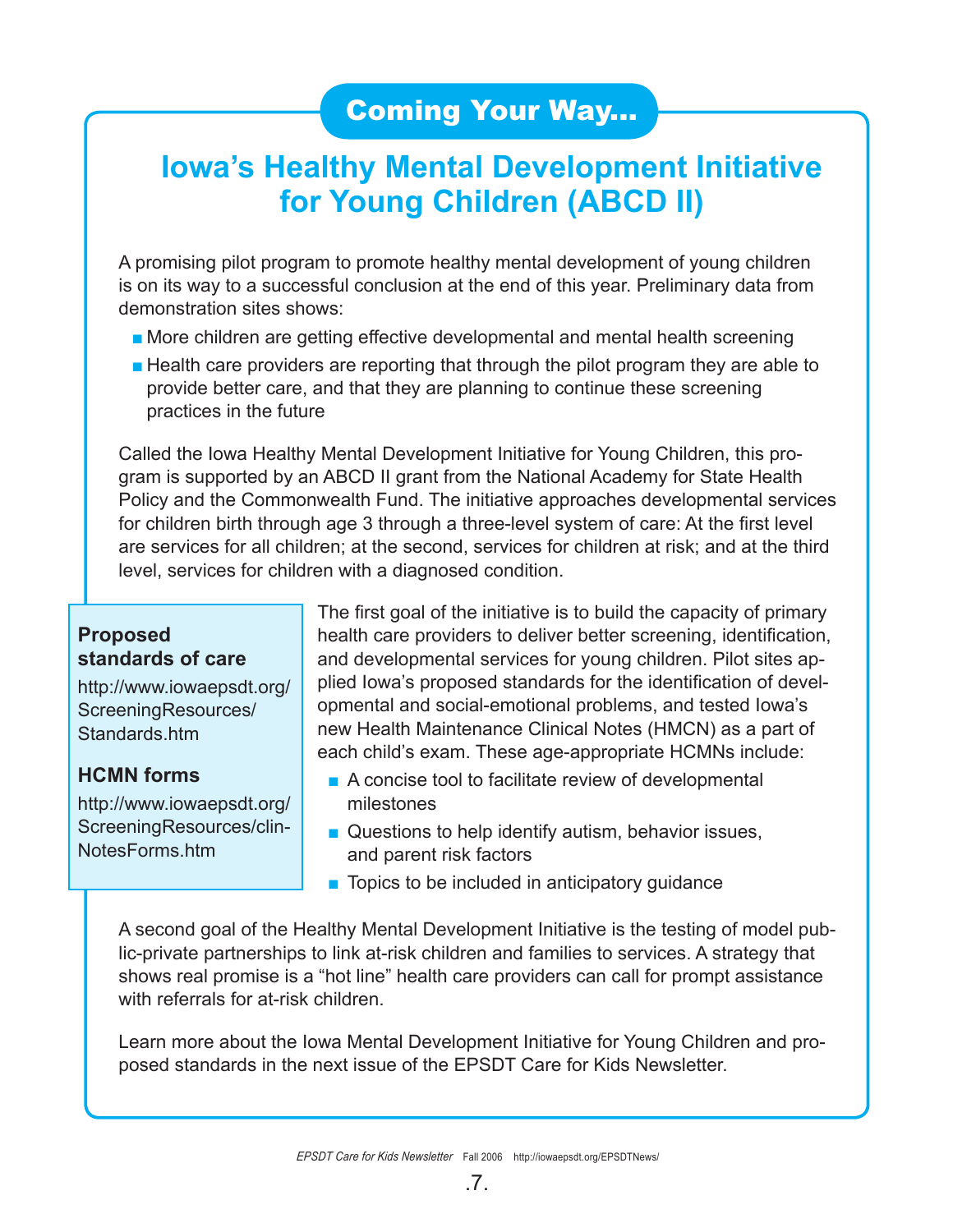## Coming Your Way...

# Iowa's Healthy Mental Development Initiative for Young Children (ABCD II)

A promising pilot program to promote healthy mental development of young children is on its way to a successful conclusion at the end of this year. Preliminary data from demonstration sites shows:

- More children are getting effective developmental and mental health screening
- Health care providers are reporting that through the pilot program they are able to provide better care, and that they are planning to continue these screening practices in the future

Called the Iowa Healthy Mental Development Initiative for Young Children, this program is supported by an ABCD II grant from the National Academy for State Health Policy and the Commonwealth Fund. The initiative approaches developmental services for children birth through age 3 through a three-level system of care: At the first level are services for all children; at the second, services for children at risk; and at the third level, services for children with a diagnosed condition.

**Proposed standards of care**

http://www.iowaepsdt.org/ScreeningResources/Standards.htm

**HCMN forms**

http://www.iowaepsdt.org/ScreeningResources/clinNotesForms.htm

The first goal of the initiative is to build the capacity of primary health care providers to deliver better screening, identification, and developmental services for young children. Pilot sites applied Iowa's proposed standards for the identification of developmental and social-emotional problems, and tested Iowa's new Health Maintenance Clinical Notes (HMCN) as a part of each child's exam. These age-appropriate HCMNs include:

- A concise tool to facilitate review of developmental milestones
- Questions to help identify autism, behavior issues, and parent risk factors
- Topics to be included in anticipatory guidance

A second goal of the Healthy Mental Development Initiative is the testing of model public-private partnerships to link at-risk children and families to services. A strategy that shows real promise is a "hot line" health care providers can call for prompt assistance with referrals for at-risk children.

Learn more about the Iowa Mental Development Initiative for Young Children and proposed standards in the next issue of the EPSDT Care for Kids Newsletter.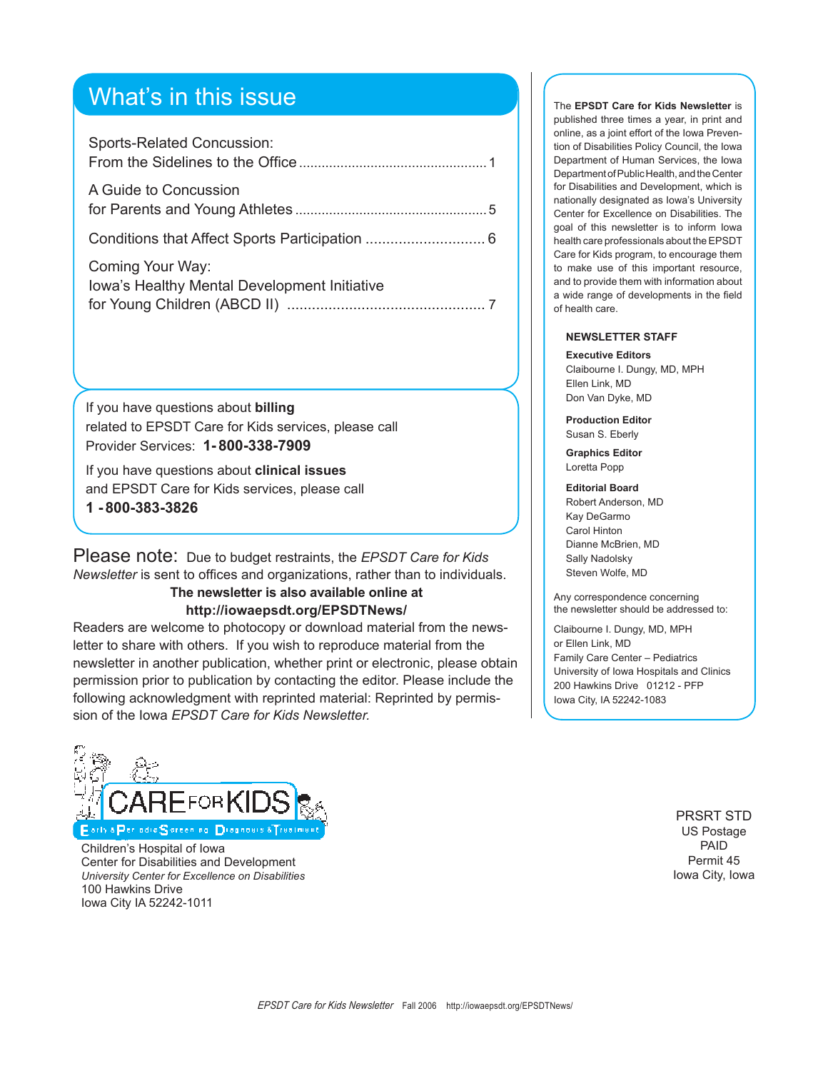## What's in this issue

Sports-Related Concussion: From the Sidelines to the Office ........ 1

A Guide to Concussion for Parents and Young Athletes ........ 5

Conditions that Affect Sports Participation ........ 6

Coming Your Way: Iowa's Healthy Mental Development Initiative for Young Children (ABCD II) ........ 7

If you have questions about **billing** related to EPSDT Care for Kids services, please call Provider Services: **1-800-338-7909**

If you have questions about **clinical issues** and EPSDT Care for Kids services, please call **1-800-383-3826**

Please note: Due to budget restraints, the *EPSDT Care for Kids Newsletter* is sent to offices and organizations, rather than to individuals.

**The newsletter is also available online at http://iowaepsdt.org/EPSDTNews/**

Readers are welcome to photocopy or download material from the newsletter to share with others. If you wish to reproduce material from the newsletter in another publication, whether print or electronic, please obtain permission prior to publication by contacting the editor. Please include the following acknowledgment with reprinted material: Reprinted by permission of the Iowa *EPSDT Care for Kids Newsletter.*

The **EPSDT Care for Kids Newsletter** is published three times a year, in print and online, as a joint effort of the Iowa Prevention of Disabilities Policy Council, the Iowa Department of Human Services, the Iowa Department of Public Health, and the Center for Disabilities and Development, which is nationally designated as Iowa's University Center for Excellence on Disabilities. The goal of this newsletter is to inform Iowa health care professionals about the EPSDT Care for Kids program, to encourage them to make use of this important resource, and to provide them with information about a wide range of developments in the field of health care.

**NEWSLETTER STAFF**

**Executive Editors**
Claibourne I. Dungy, MD, MPH
Ellen Link, MD
Don Van Dyke, MD

**Production Editor**
Susan S. Eberly

**Graphics Editor**
Loretta Popp

**Editorial Board**
Robert Anderson, MD
Kay DeGarmo
Carol Hinton
Dianne McBrien, MD
Sally Nadolsky
Steven Wolfe, MD

Any correspondence concerning the newsletter should be addressed to:

Claibourne I. Dungy, MD, MPH
or Ellen Link, MD
Family Care Center – Pediatrics
University of Iowa Hospitals and Clinics
200 Hawkins Drive 01212 - PFP
Iowa City, IA 52242-1083

CARE FOR KIDS
Early & Periodic Screening Diagnosis & Treatment

Children's Hospital of Iowa
Center for Disabilities and Development
*University Center for Excellence on Disabilities*
100 Hawkins Drive
Iowa City IA 52242-1011

PRSRT STD
US Postage
PAID
Permit 45
Iowa City, Iowa